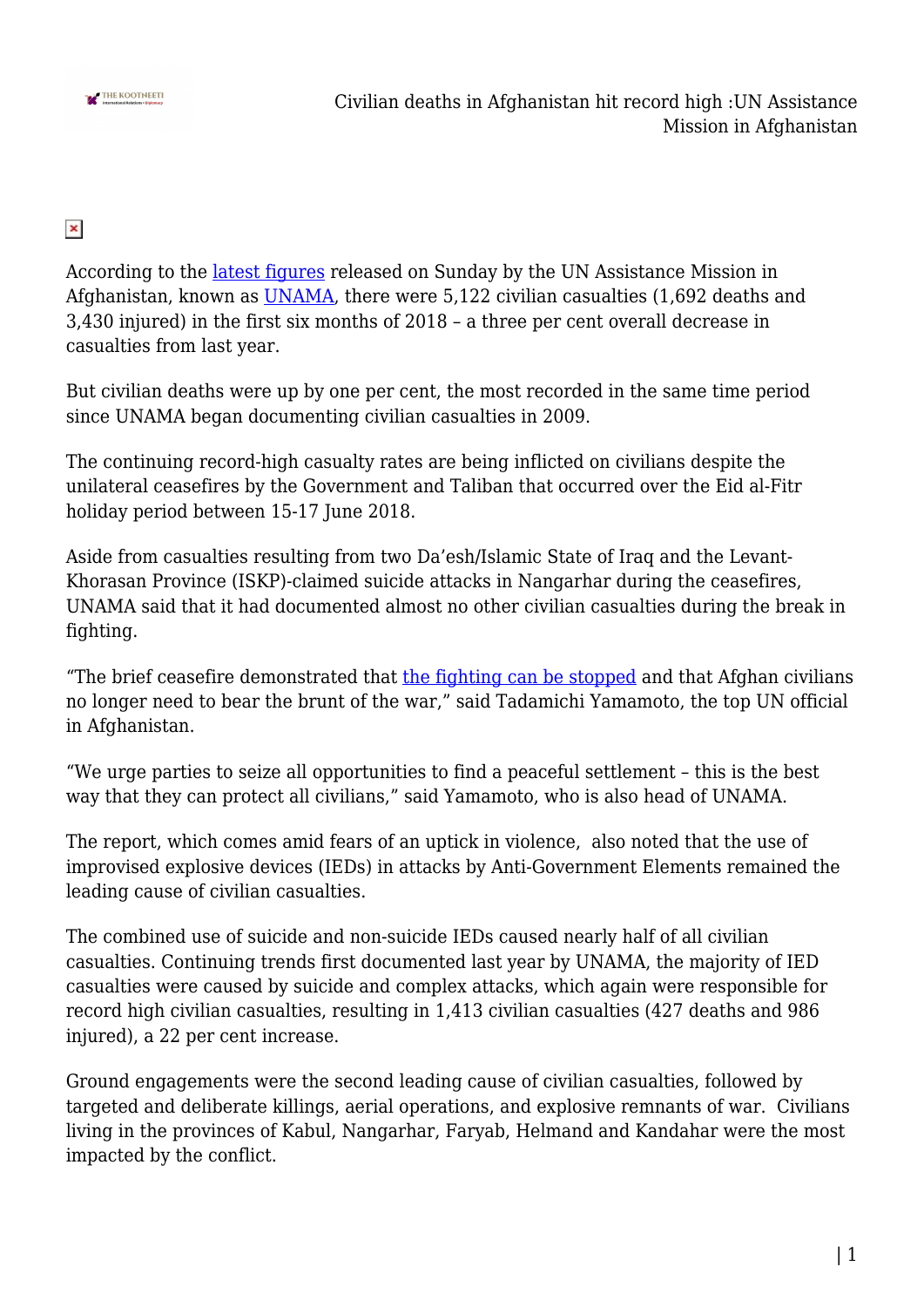According to the latest figures released on Sunday by the UN Assistance Mission in Afghanistan, known as UNAMA, there were 5,122 civilian casualties (1,692 deaths and 3,430 injured) in the first six months of 2018 – a three per cent overall decrease in casualties from last year.

But civilian deaths were up by one per cent, the most recorded in the same time period since UNAMA began documenting civilian casualties in 2009.

The continuing record-high casualty rates are being inflicted on civilians despite the unilateral ceasefires by the Government and Taliban that occurred over the Eid al-Fitr holiday period between 15-17 June 2018.

Aside from casualties resulting from two Da'esh/Islamic State of Iraq and the Levant-Khorasan Province (ISKP)-claimed suicide attacks in Nangarhar during the ceasefires, UNAMA said that it had documented almost no other civilian casualties during the break in fighting.

"The brief ceasefire demonstrated that the fighting can be stopped and that Afghan civilians no longer need to bear the brunt of the war," said Tadamichi Yamamoto, the top UN official in Afghanistan.

"We urge parties to seize all opportunities to find a peaceful settlement – this is the best way that they can protect all civilians," said Yamamoto, who is also head of UNAMA.

The report, which comes amid fears of an uptick in violence, also noted that the use of improvised explosive devices (IEDs) in attacks by Anti-Government Elements remained the leading cause of civilian casualties.

The combined use of suicide and non-suicide IEDs caused nearly half of all civilian casualties. Continuing trends first documented last year by UNAMA, the majority of IED casualties were caused by suicide and complex attacks, which again were responsible for record high civilian casualties, resulting in 1,413 civilian casualties (427 deaths and 986 injured), a 22 per cent increase.

Ground engagements were the second leading cause of civilian casualties, followed by targeted and deliberate killings, aerial operations, and explosive remnants of war. Civilians living in the provinces of Kabul, Nangarhar, Faryab, Helmand and Kandahar were the most impacted by the conflict.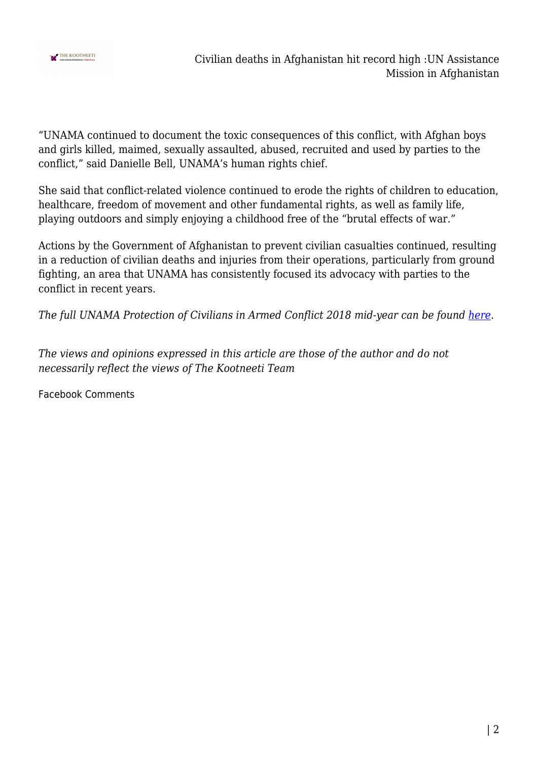"UNAMA continued to document the toxic consequences of this conflict, with Afghan boys and girls killed, maimed, sexually assaulted, abused, recruited and used by parties to the conflict," said Danielle Bell, UNAMA's human rights chief.

She said that conflict-related violence continued to erode the rights of children to education, healthcare, freedom of movement and other fundamental rights, as well as family life, playing outdoors and simply enjoying a childhood free of the "brutal effects of war."

Actions by the Government of Afghanistan to prevent civilian casualties continued, resulting in a reduction of civilian deaths and injuries from their operations, particularly from ground fighting, an area that UNAMA has consistently focused its advocacy with parties to the conflict in recent years.

*The full UNAMA Protection of Civilians in Armed Conflict 2018 mid-year can be found here.*

*The views and opinions expressed in this article are those of the author and do not necessarily reflect the views of The Kootneeti Team*

Facebook Comments